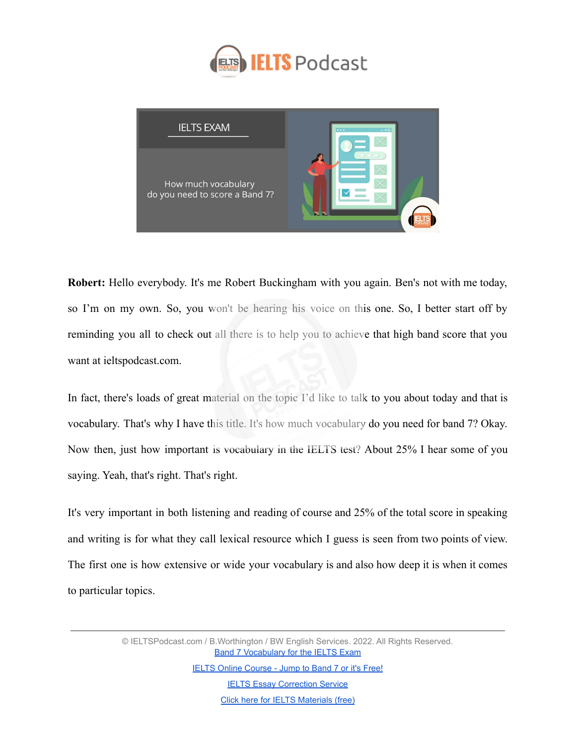**Robert:** Hello everybody. It's me Robert Buckingham with you again. Ben's not with me today, so I'm on my own. So, you won't be hearing his voice on this one. So, I better start off by reminding you all to check out all there is to help you to achieve that high band score that you want at ieltspodcast.com.

In fact, there's loads of great material on the topic I'd like to talk to you about today and that is vocabulary. That's why I have this title. It's how much vocabulary do you need for band 7? Okay. Now then, just how important is vocabulary in the IELTS test? About 25% I hear some of you saying. Yeah, that's right. That's right.

It's very important in both listening and reading of course and 25% of the total score in speaking and writing is for what they call lexical resource which I guess is seen from two points of view. The first one is how extensive or wide your vocabulary is and also how deep it is when it comes to particular topics.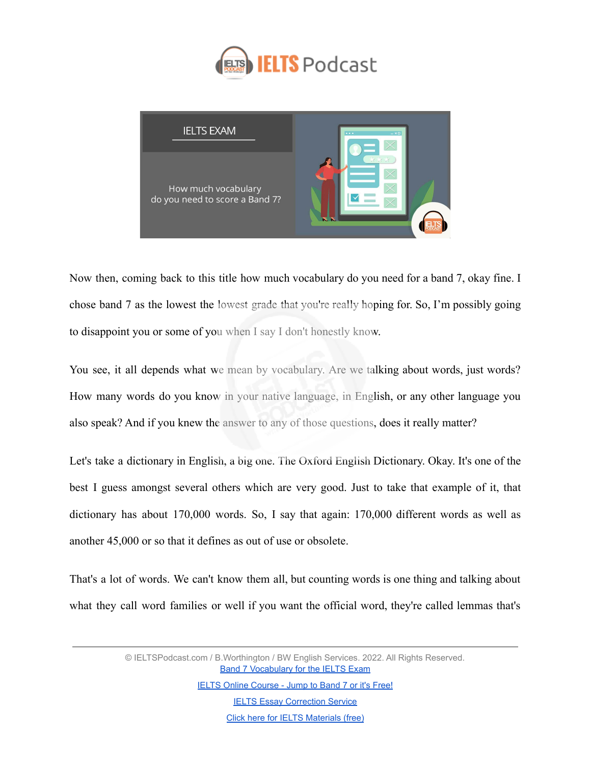Now then, coming back to this title how much vocabulary do you need for a band 7, okay fine. I chose band 7 as the lowest the lowest grade that you're really hoping for. So, I'm possibly going to disappoint you or some of you when I say I don't honestly know.

You see, it all depends what we mean by vocabulary. Are we talking about words, just words? How many words do you know in your native language, in English, or any other language you also speak? And if you knew the answer to any of those questions, does it really matter?

Let's take a dictionary in English, a big one. The Oxford English Dictionary. Okay. It's one of the best I guess amongst several others which are very good. Just to take that example of it, that dictionary has about 170,000 words. So, I say that again: 170,000 different words as well as another 45,000 or so that it defines as out of use or obsolete.

That's a lot of words. We can't know them all, but counting words is one thing and talking about what they call word families or well if you want the official word, they're called lemmas that's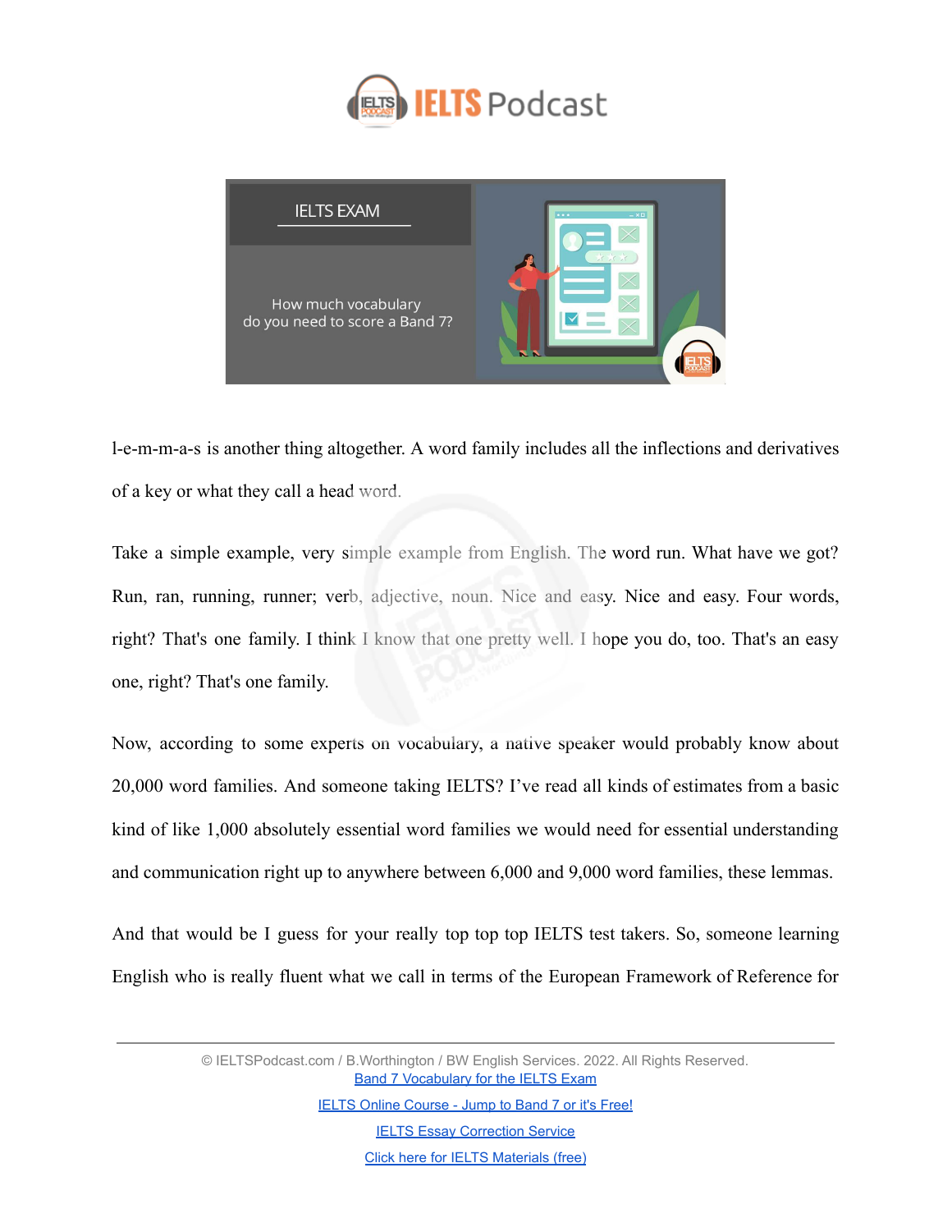l-e-m-m-a-s is another thing altogether. A word family includes all the inflections and derivatives of a key or what they call a head word.

Take a simple example, very simple example from English. The word run. What have we got? Run, ran, running, runner; verb, adjective, noun. Nice and easy. Nice and easy. Four words, right? That's one family. I think I know that one pretty well. I hope you do, too. That's an easy one, right? That's one family.

Now, according to some experts on vocabulary, a native speaker would probably know about 20,000 word families. And someone taking IELTS? I've read all kinds of estimates from a basic kind of like 1,000 absolutely essential word families we would need for essential understanding and communication right up to anywhere between 6,000 and 9,000 word families, these lemmas.

And that would be I guess for your really top top top IELTS test takers. So, someone learning English who is really fluent what we call in terms of the European Framework of Reference for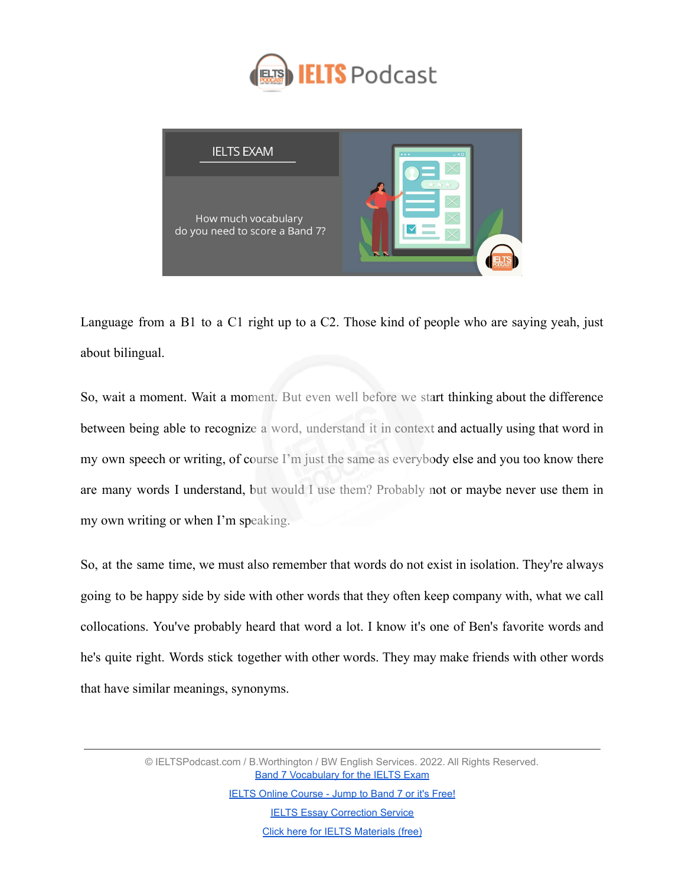Language from a B1 to a C1 right up to a C2. Those kind of people who are saying yeah, just about bilingual.

So, wait a moment. Wait a moment. But even well before we start thinking about the difference between being able to recognize a word, understand it in context and actually using that word in my own speech or writing, of course I'm just the same as everybody else and you too know there are many words I understand, but would I use them? Probably not or maybe never use them in my own writing or when I'm speaking.

So, at the same time, we must also remember that words do not exist in isolation. They're always going to be happy side by side with other words that they often keep company with, what we call collocations. You've probably heard that word a lot. I know it's one of Ben's favorite words and he's quite right. Words stick together with other words. They may make friends with other words that have similar meanings, synonyms.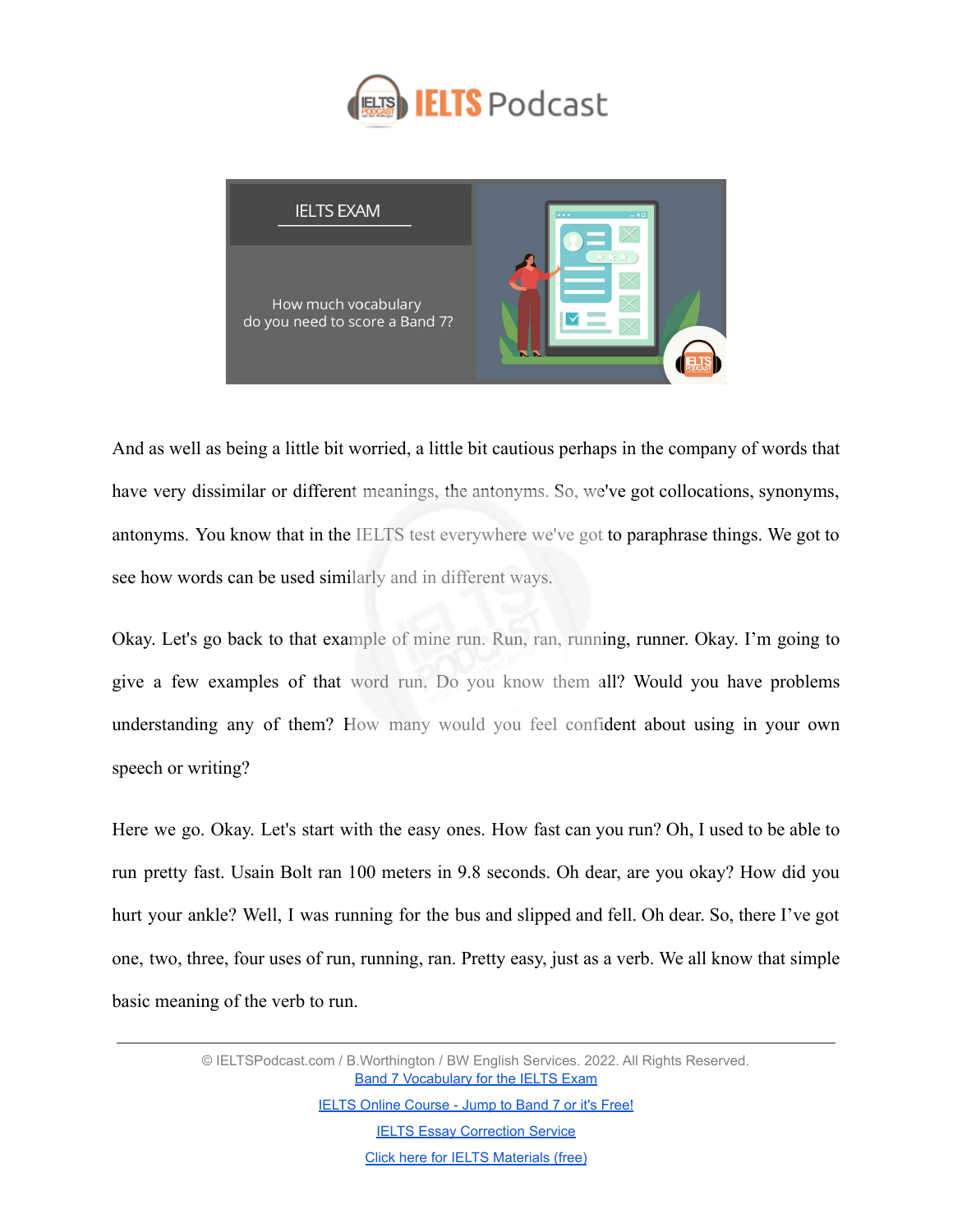And as well as being a little bit worried, a little bit cautious perhaps in the company of words that have very dissimilar or different meanings, the antonyms. So, we've got collocations, synonyms, antonyms. You know that in the IELTS test everywhere we've got to paraphrase things. We got to see how words can be used similarly and in different ways.

Okay. Let's go back to that example of mine run. Run, ran, running, runner. Okay. I'm going to give a few examples of that word run. Do you know them all? Would you have problems understanding any of them? How many would you feel confident about using in your own speech or writing?

Here we go. Okay. Let's start with the easy ones. How fast can you run? Oh, I used to be able to run pretty fast. Usain Bolt ran 100 meters in 9.8 seconds. Oh dear, are you okay? How did you hurt your ankle? Well, I was running for the bus and slipped and fell. Oh dear. So, there I've got one, two, three, four uses of run, running, ran. Pretty easy, just as a verb. We all know that simple basic meaning of the verb to run.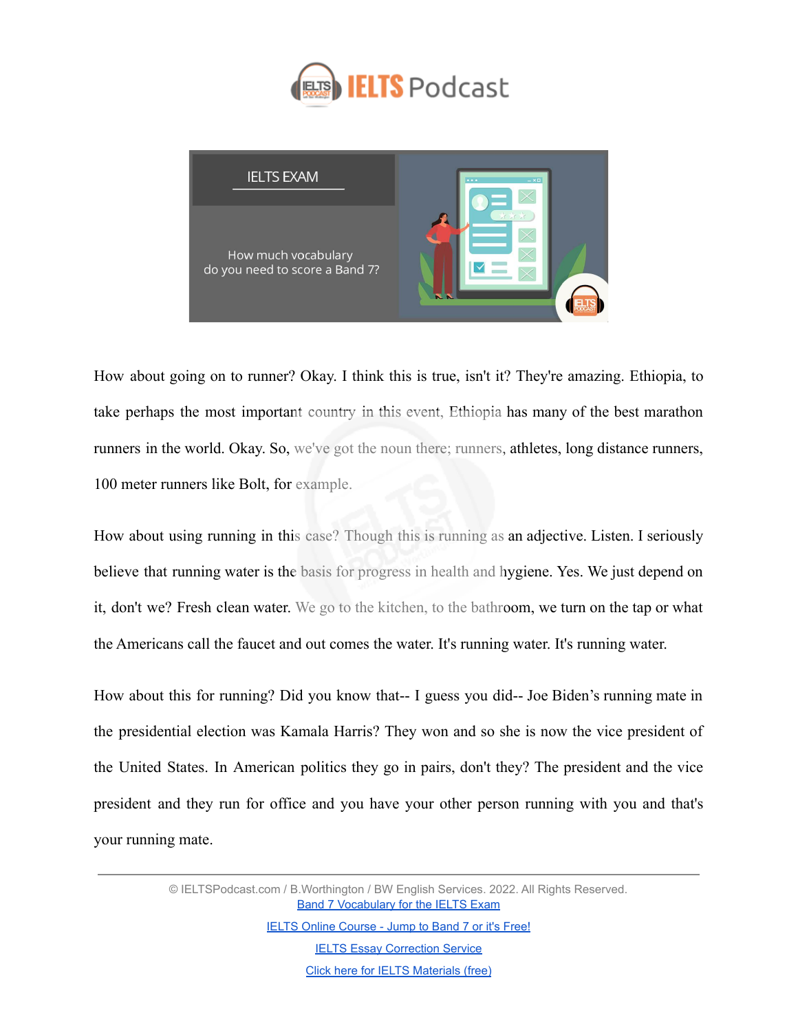How about going on to runner? Okay. I think this is true, isn't it? They're amazing. Ethiopia, to take perhaps the most important country in this event, Ethiopia has many of the best marathon runners in the world. Okay. So, we've got the noun there; runners, athletes, long distance runners, 100 meter runners like Bolt, for example.

How about using running in this case? Though this is running as an adjective. Listen. I seriously believe that running water is the basis for progress in health and hygiene. Yes. We just depend on it, don't we? Fresh clean water. We go to the kitchen, to the bathroom, we turn on the tap or what the Americans call the faucet and out comes the water. It's running water. It's running water.

How about this for running? Did you know that-- I guess you did-- Joe Biden's running mate in the presidential election was Kamala Harris? They won and so she is now the vice president of the United States. In American politics they go in pairs, don't they? The president and the vice president and they run for office and you have your other person running with you and that's your running mate.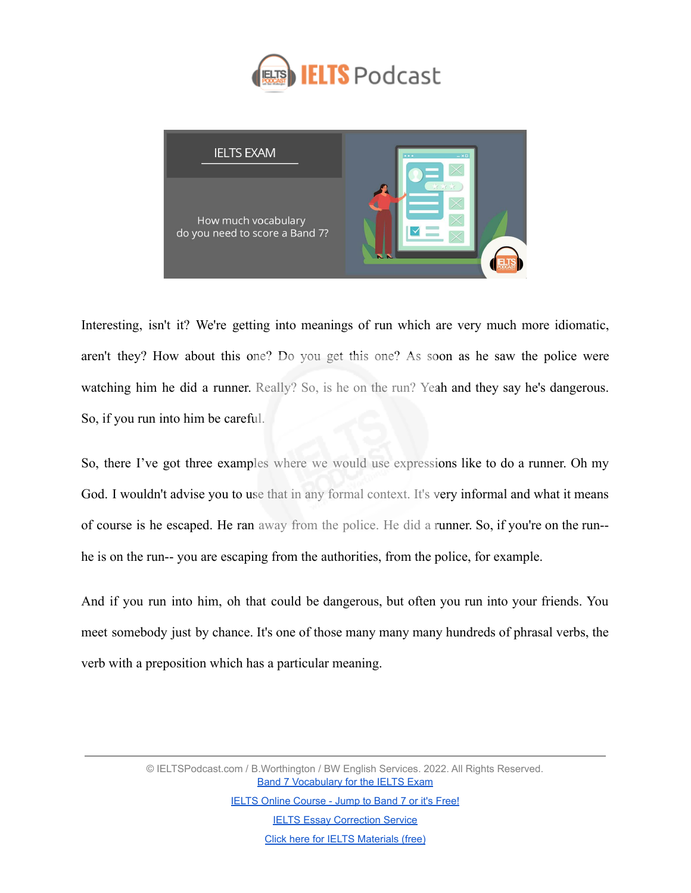Interesting, isn't it? We're getting into meanings of run which are very much more idiomatic, aren't they? How about this one? Do you get this one? As soon as he saw the police were watching him he did a runner. Really? So, is he on the run? Yeah and they say he's dangerous. So, if you run into him be careful.

So, there I've got three examples where we would use expressions like to do a runner. Oh my God. I wouldn't advise you to use that in any formal context. It's very informal and what it means of course is he escaped. He ran away from the police. He did a runner. So, if you're on the run-- he is on the run-- you are escaping from the authorities, from the police, for example.

And if you run into him, oh that could be dangerous, but often you run into your friends. You meet somebody just by chance. It's one of those many many many hundreds of phrasal verbs, the verb with a preposition which has a particular meaning.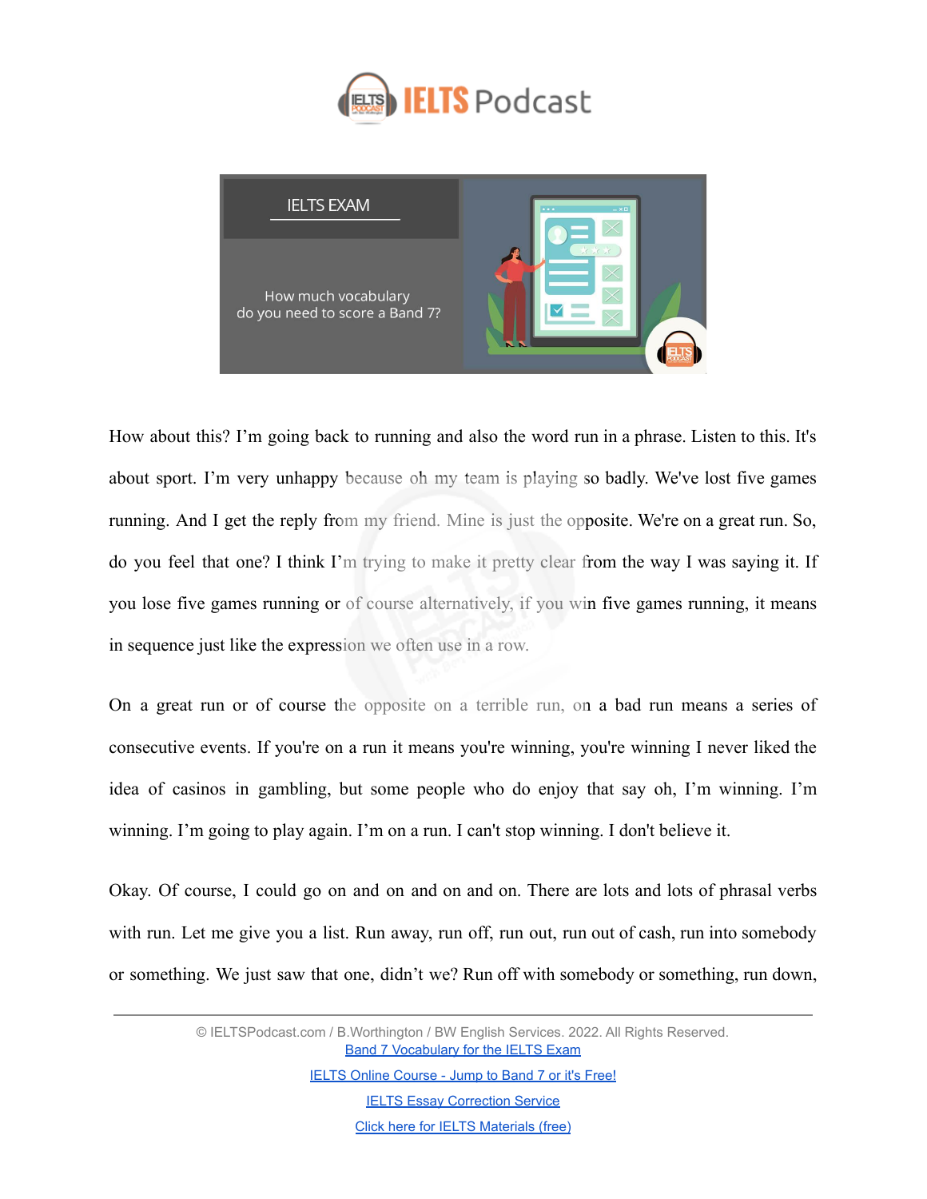How about this? I'm going back to running and also the word run in a phrase. Listen to this. It's about sport. I'm very unhappy because oh my team is playing so badly. We've lost five games running. And I get the reply from my friend. Mine is just the opposite. We're on a great run. So, do you feel that one? I think I'm trying to make it pretty clear from the way I was saying it. If you lose five games running or of course alternatively, if you win five games running, it means in sequence just like the expression we often use in a row.

On a great run or of course the opposite on a terrible run, on a bad run means a series of consecutive events. If you're on a run it means you're winning, you're winning I never liked the idea of casinos in gambling, but some people who do enjoy that say oh, I'm winning. I'm winning. I'm going to play again. I'm on a run. I can't stop winning. I don't believe it.

Okay. Of course, I could go on and on and on and on. There are lots and lots of phrasal verbs with run. Let me give you a list. Run away, run off, run out, run out of cash, run into somebody or something. We just saw that one, didn't we? Run off with somebody or something, run down,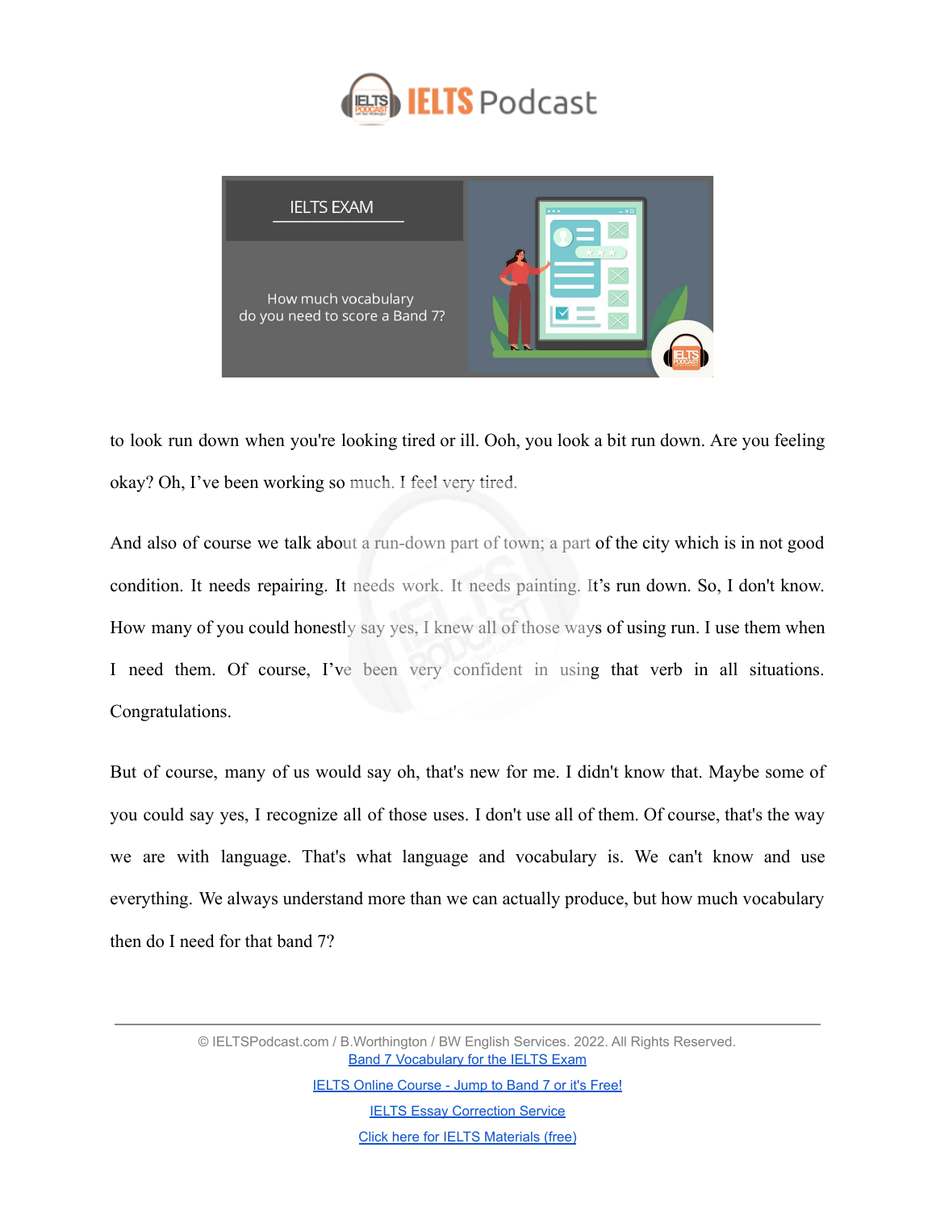to look run down when you're looking tired or ill. Ooh, you look a bit run down. Are you feeling okay? Oh, I've been working so much. I feel very tired.

And also of course we talk about a run-down part of town; a part of the city which is in not good condition. It needs repairing. It needs work. It needs painting. It's run down. So, I don't know. How many of you could honestly say yes, I knew all of those ways of using run. I use them when I need them. Of course, I've been very confident in using that verb in all situations. Congratulations.

But of course, many of us would say oh, that's new for me. I didn't know that. Maybe some of you could say yes, I recognize all of those uses. I don't use all of them. Of course, that's the way we are with language. That's what language and vocabulary is. We can't know and use everything. We always understand more than we can actually produce, but how much vocabulary then do I need for that band 7?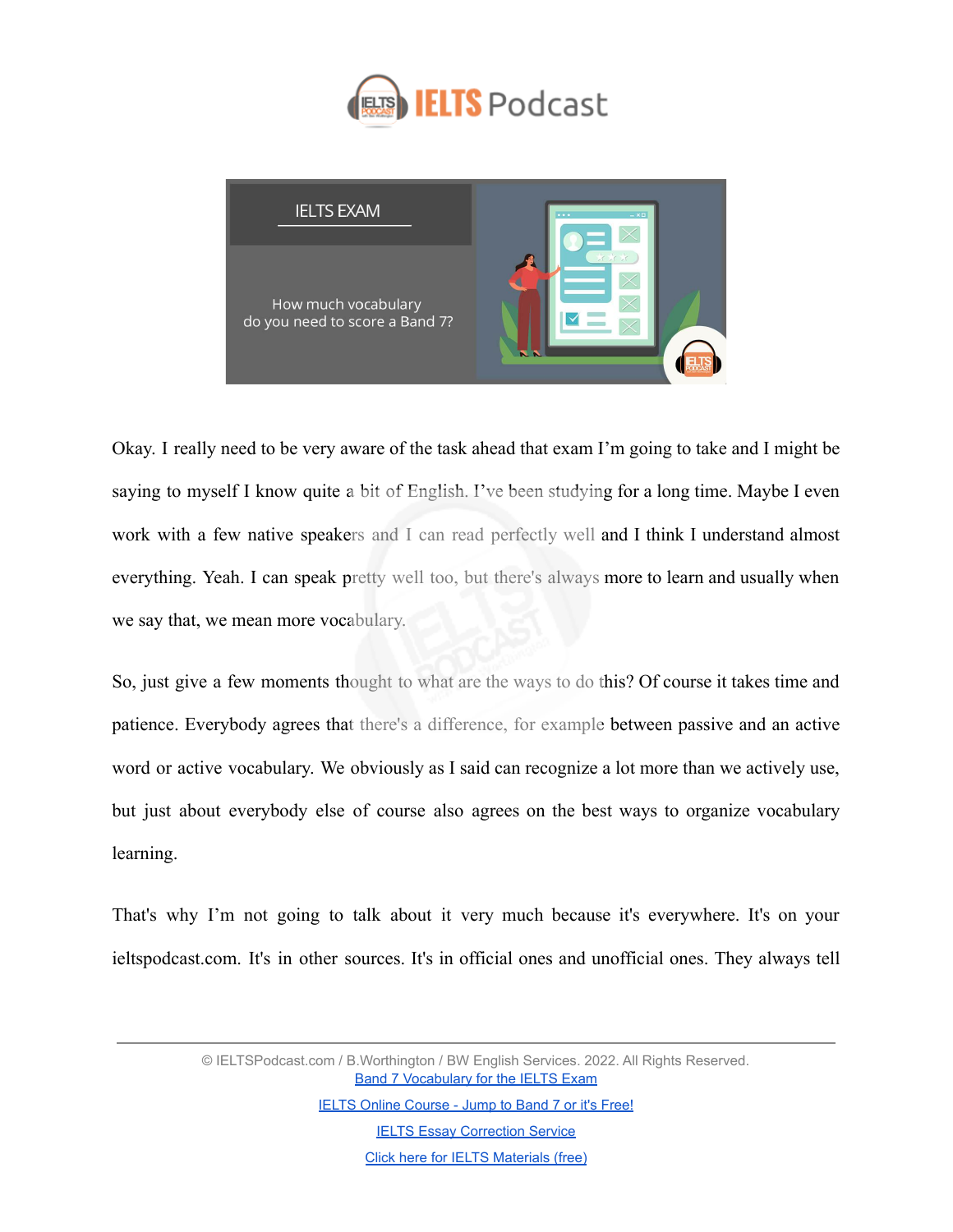Okay. I really need to be very aware of the task ahead that exam I'm going to take and I might be saying to myself I know quite a bit of English. I've been studying for a long time. Maybe I even work with a few native speakers and I can read perfectly well and I think I understand almost everything. Yeah. I can speak pretty well too, but there's always more to learn and usually when we say that, we mean more vocabulary.

So, just give a few moments thought to what are the ways to do this? Of course it takes time and patience. Everybody agrees that there's a difference, for example between passive and an active word or active vocabulary. We obviously as I said can recognize a lot more than we actively use, but just about everybody else of course also agrees on the best ways to organize vocabulary learning.

That's why I'm not going to talk about it very much because it's everywhere. It's on your ieltspodcast.com. It's in other sources. It's in official ones and unofficial ones. They always tell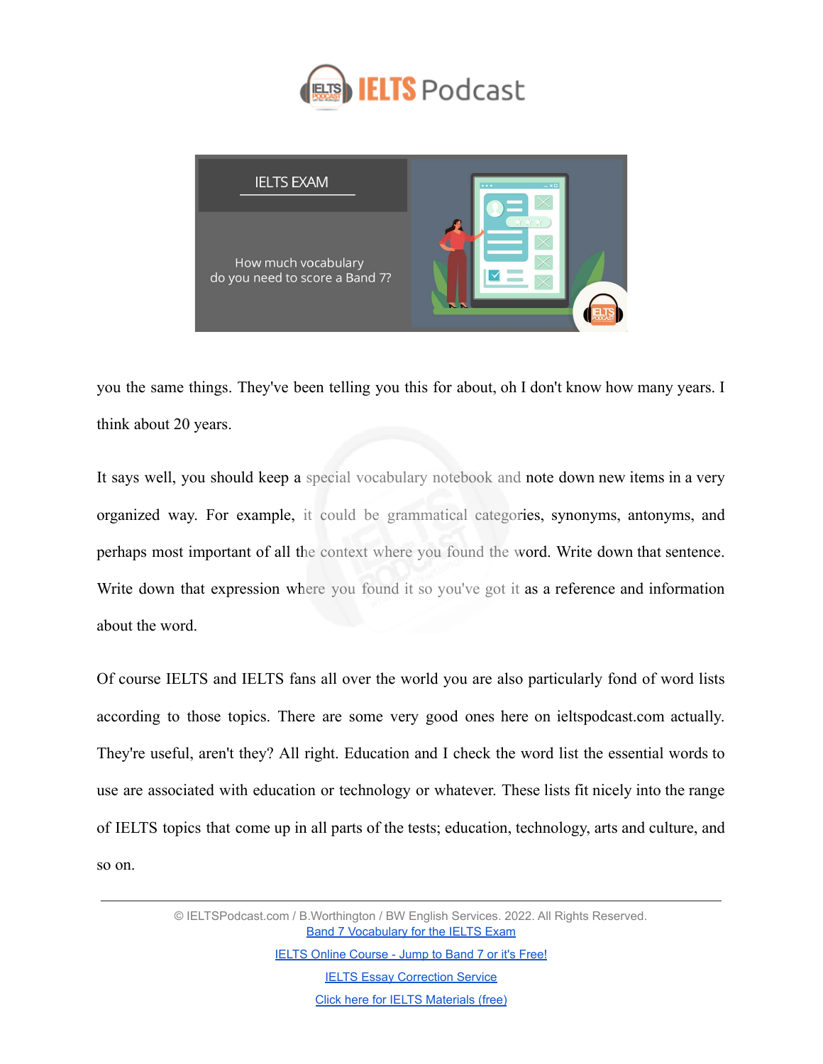you the same things. They've been telling you this for about, oh I don't know how many years. I think about 20 years.

It says well, you should keep a special vocabulary notebook and note down new items in a very organized way. For example, it could be grammatical categories, synonyms, antonyms, and perhaps most important of all the context where you found the word. Write down that sentence. Write down that expression where you found it so you've got it as a reference and information about the word.

Of course IELTS and IELTS fans all over the world you are also particularly fond of word lists according to those topics. There are some very good ones here on ieltspodcast.com actually. They're useful, aren't they? All right. Education and I check the word list the essential words to use are associated with education or technology or whatever. These lists fit nicely into the range of IELTS topics that come up in all parts of the tests; education, technology, arts and culture, and so on.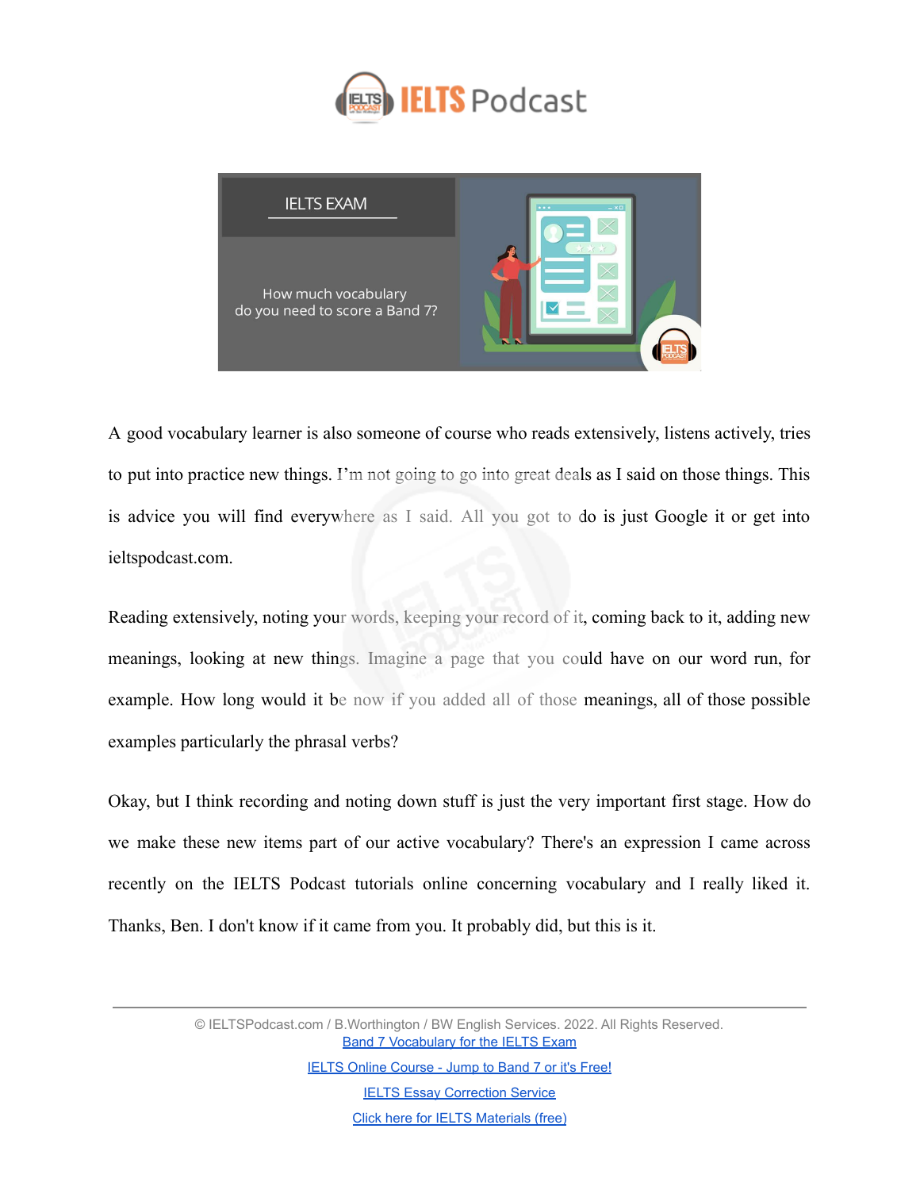A good vocabulary learner is also someone of course who reads extensively, listens actively, tries to put into practice new things. I'm not going to go into great deals as I said on those things. This is advice you will find everywhere as I said. All you got to do is just Google it or get into ieltspodcast.com.

Reading extensively, noting your words, keeping your record of it, coming back to it, adding new meanings, looking at new things. Imagine a page that you could have on our word run, for example. How long would it be now if you added all of those meanings, all of those possible examples particularly the phrasal verbs?

Okay, but I think recording and noting down stuff is just the very important first stage. How do we make these new items part of our active vocabulary? There's an expression I came across recently on the IELTS Podcast tutorials online concerning vocabulary and I really liked it. Thanks, Ben. I don't know if it came from you. It probably did, but this is it.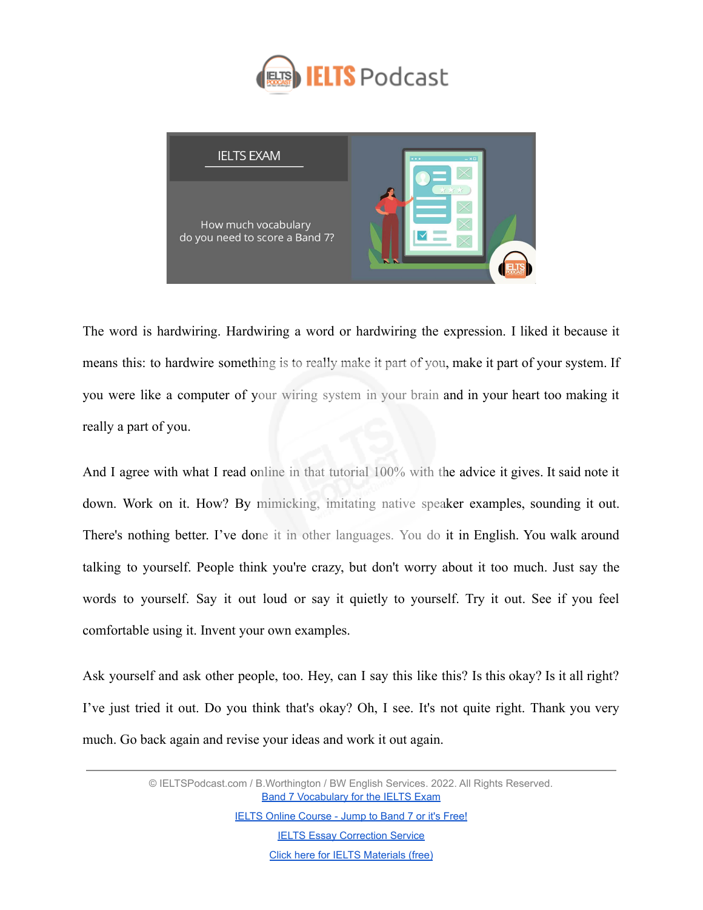The word is hardwiring. Hardwiring a word or hardwiring the expression. I liked it because it means this: to hardwire something is to really make it part of you, make it part of your system. If you were like a computer of your wiring system in your brain and in your heart too making it really a part of you.

And I agree with what I read online in that tutorial 100% with the advice it gives. It said note it down. Work on it. How? By mimicking, imitating native speaker examples, sounding it out. There's nothing better. I've done it in other languages. You do it in English. You walk around talking to yourself. People think you're crazy, but don't worry about it too much. Just say the words to yourself. Say it out loud or say it quietly to yourself. Try it out. See if you feel comfortable using it. Invent your own examples.

Ask yourself and ask other people, too. Hey, can I say this like this? Is this okay? Is it all right? I've just tried it out. Do you think that's okay? Oh, I see. It's not quite right. Thank you very much. Go back again and revise your ideas and work it out again.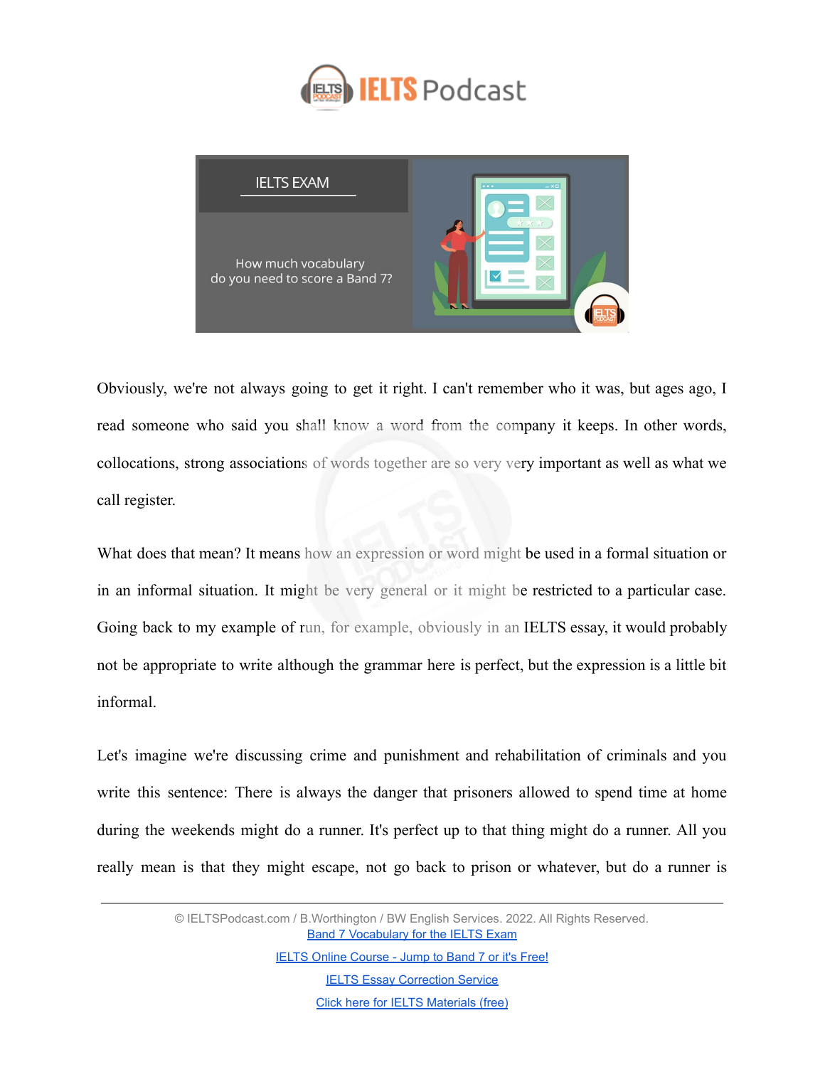Obviously, we're not always going to get it right. I can't remember who it was, but ages ago, I read someone who said you shall know a word from the company it keeps. In other words, collocations, strong associations of words together are so very very important as well as what we call register.

What does that mean? It means how an expression or word might be used in a formal situation or in an informal situation. It might be very general or it might be restricted to a particular case. Going back to my example of run, for example, obviously in an IELTS essay, it would probably not be appropriate to write although the grammar here is perfect, but the expression is a little bit informal.

Let's imagine we're discussing crime and punishment and rehabilitation of criminals and you write this sentence: There is always the danger that prisoners allowed to spend time at home during the weekends might do a runner. It's perfect up to that thing might do a runner. All you really mean is that they might escape, not go back to prison or whatever, but do a runner is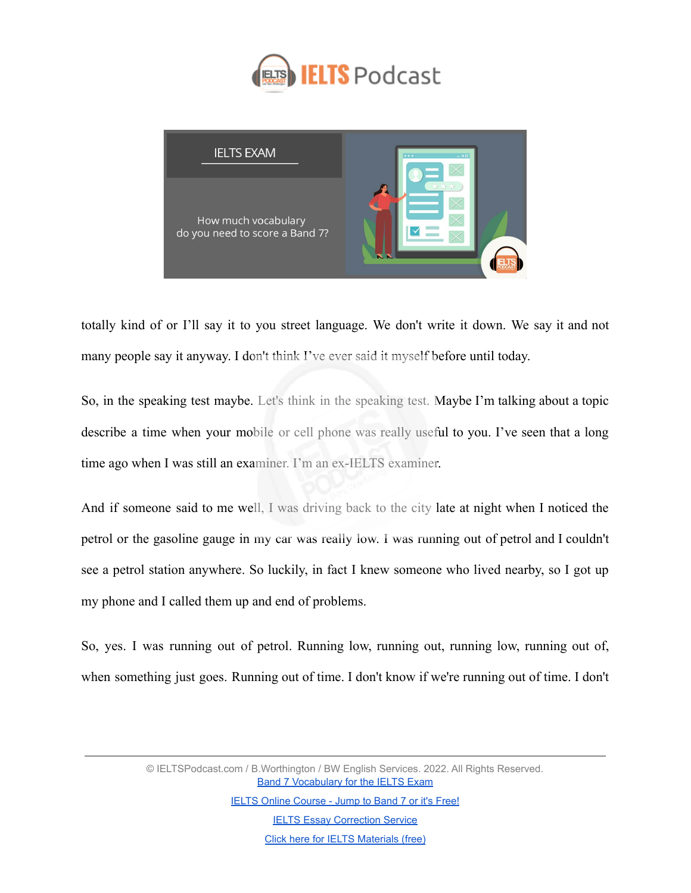totally kind of or I'll say it to you street language. We don't write it down. We say it and not many people say it anyway. I don't think I've ever said it myself before until today.

So, in the speaking test maybe. Let's think in the speaking test. Maybe I'm talking about a topic describe a time when your mobile or cell phone was really useful to you. I've seen that a long time ago when I was still an examiner. I'm an ex-IELTS examiner.

And if someone said to me well, I was driving back to the city late at night when I noticed the petrol or the gasoline gauge in my car was really low. I was running out of petrol and I couldn't see a petrol station anywhere. So luckily, in fact I knew someone who lived nearby, so I got up my phone and I called them up and end of problems.

So, yes. I was running out of petrol. Running low, running out, running low, running out of, when something just goes. Running out of time. I don't know if we're running out of time. I don't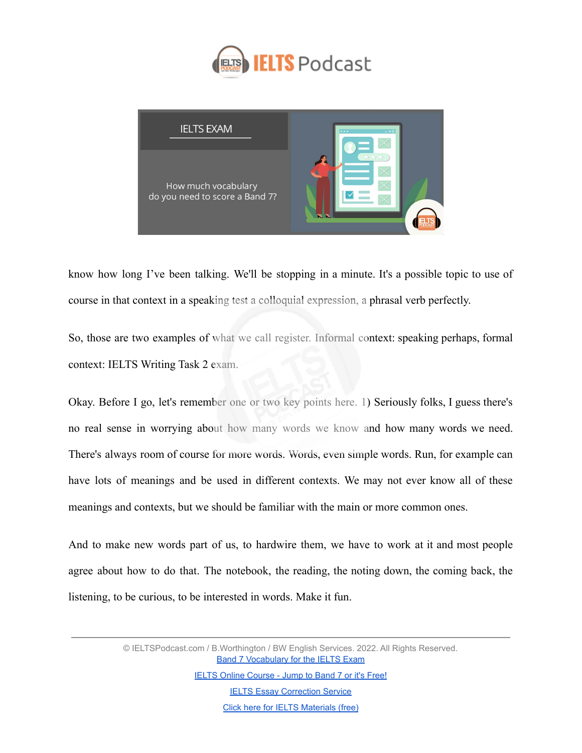know how long I've been talking. We'll be stopping in a minute. It's a possible topic to use of course in that context in a speaking test a colloquial expression, a phrasal verb perfectly.

So, those are two examples of what we call register. Informal context: speaking perhaps, formal context: IELTS Writing Task 2 exam.

Okay. Before I go, let's remember one or two key points here. 1) Seriously folks, I guess there's no real sense in worrying about how many words we know and how many words we need. There's always room of course for more words. Words, even simple words. Run, for example can have lots of meanings and be used in different contexts. We may not ever know all of these meanings and contexts, but we should be familiar with the main or more common ones.

And to make new words part of us, to hardwire them, we have to work at it and most people agree about how to do that. The notebook, the reading, the noting down, the coming back, the listening, to be curious, to be interested in words. Make it fun.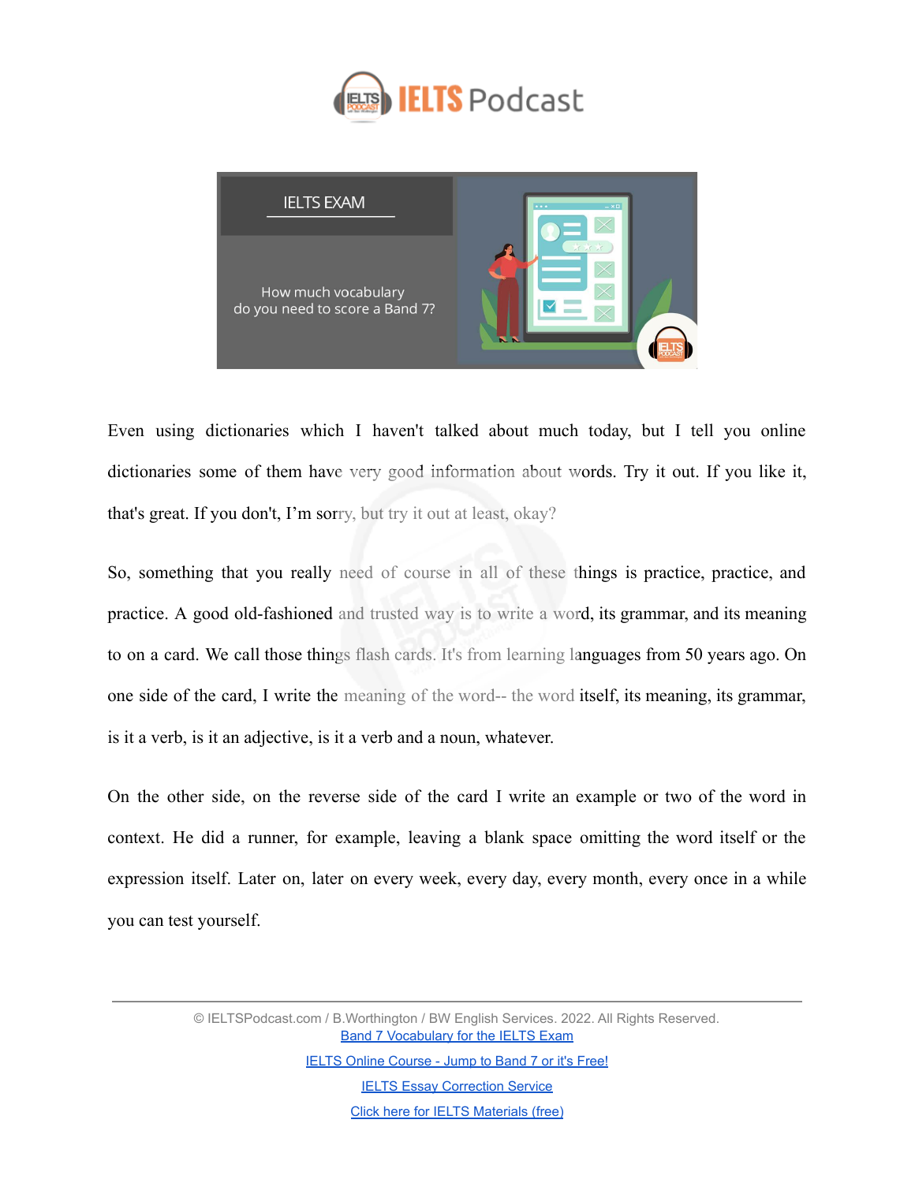Even using dictionaries which I haven't talked about much today, but I tell you online dictionaries some of them have very good information about words. Try it out. If you like it, that's great. If you don't, I'm sorry, but try it out at least, okay?

So, something that you really need of course in all of these things is practice, practice, and practice. A good old-fashioned and trusted way is to write a word, its grammar, and its meaning to on a card. We call those things flash cards. It's from learning languages from 50 years ago. On one side of the card, I write the meaning of the word-- the word itself, its meaning, its grammar, is it a verb, is it an adjective, is it a verb and a noun, whatever.

On the other side, on the reverse side of the card I write an example or two of the word in context. He did a runner, for example, leaving a blank space omitting the word itself or the expression itself. Later on, later on every week, every day, every month, every once in a while you can test yourself.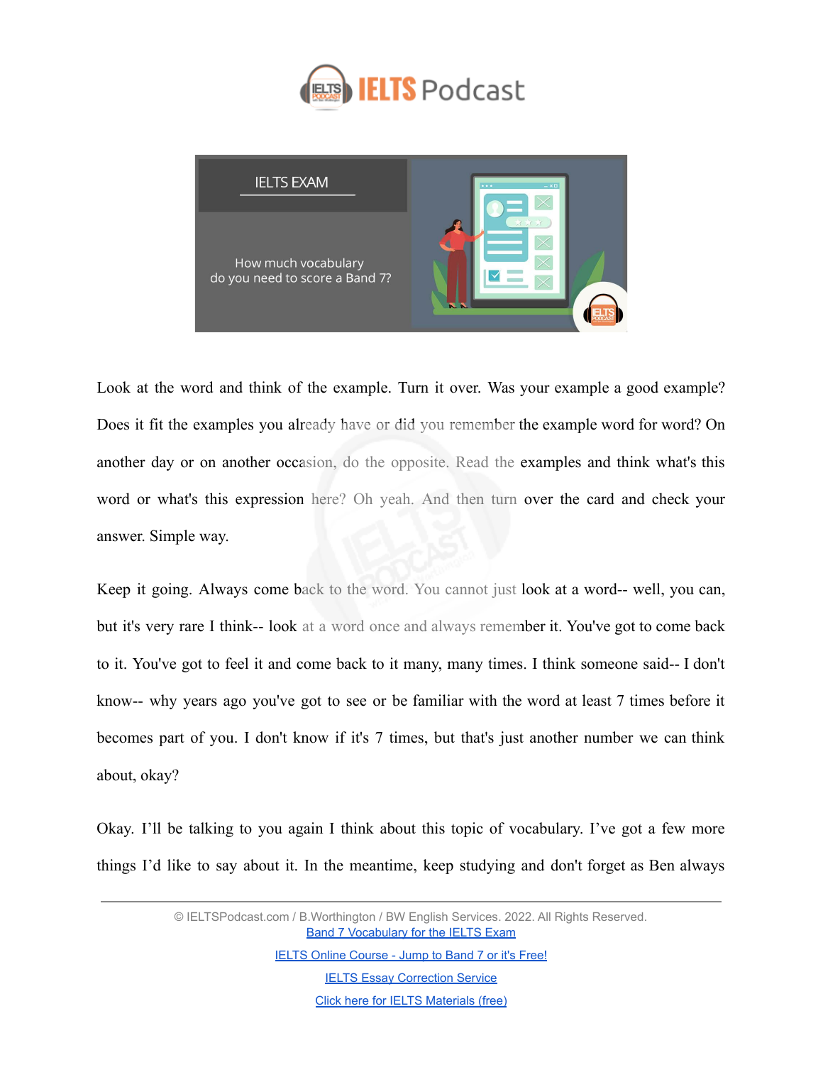Look at the word and think of the example. Turn it over. Was your example a good example? Does it fit the examples you already have or did you remember the example word for word? On another day or on another occasion, do the opposite. Read the examples and think what's this word or what's this expression here? Oh yeah. And then turn over the card and check your answer. Simple way.

Keep it going. Always come back to the word. You cannot just look at a word-- well, you can, but it's very rare I think-- look at a word once and always remember it. You've got to come back to it. You've got to feel it and come back to it many, many times. I think someone said-- I don't know-- why years ago you've got to see or be familiar with the word at least 7 times before it becomes part of you. I don't know if it's 7 times, but that's just another number we can think about, okay?

Okay. I'll be talking to you again I think about this topic of vocabulary. I've got a few more things I'd like to say about it. In the meantime, keep studying and don't forget as Ben always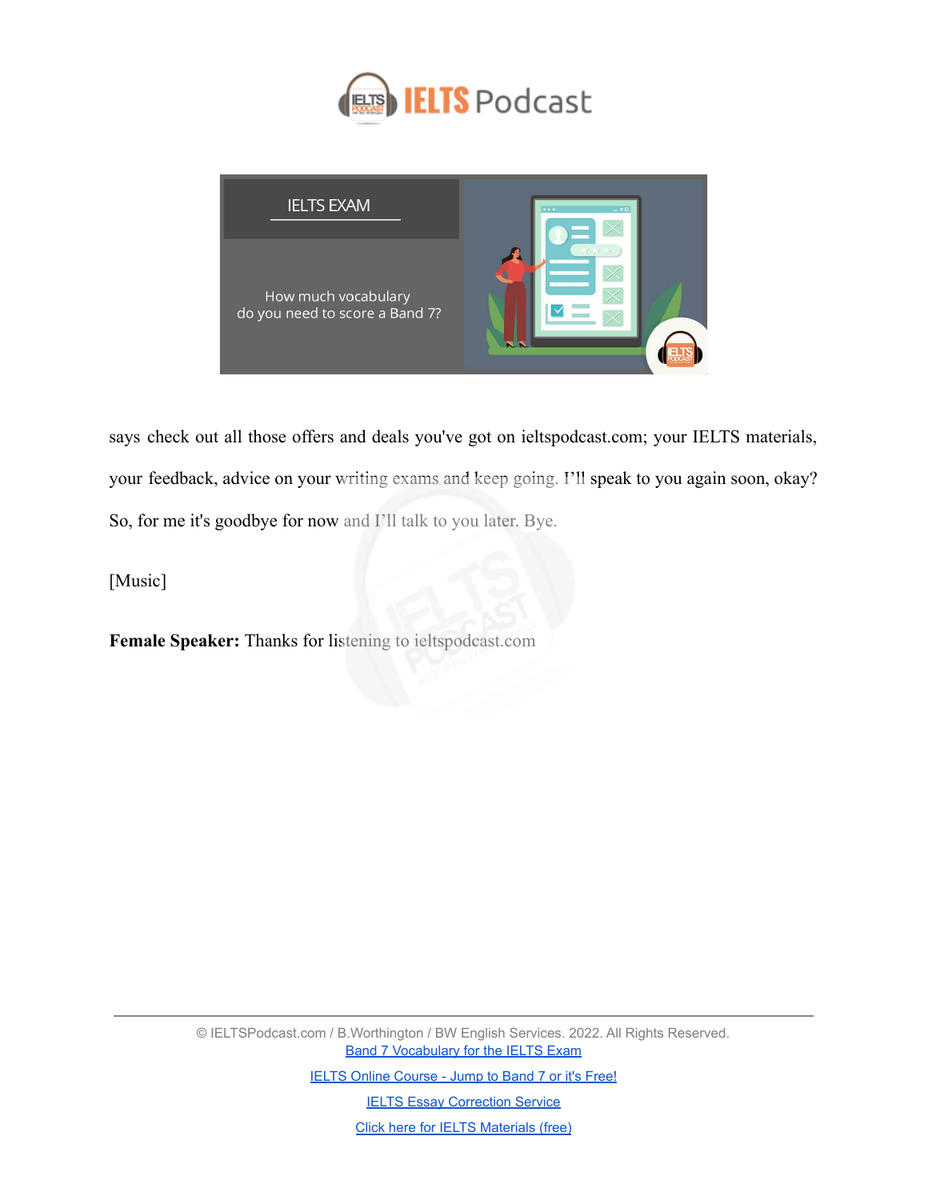says check out all those offers and deals you've got on ieltspodcast.com; your IELTS materials, your feedback, advice on your writing exams and keep going. I'll speak to you again soon, okay? So, for me it's goodbye for now and I'll talk to you later. Bye.

[Music]

**Female Speaker:** Thanks for listening to ieltspodcast.com